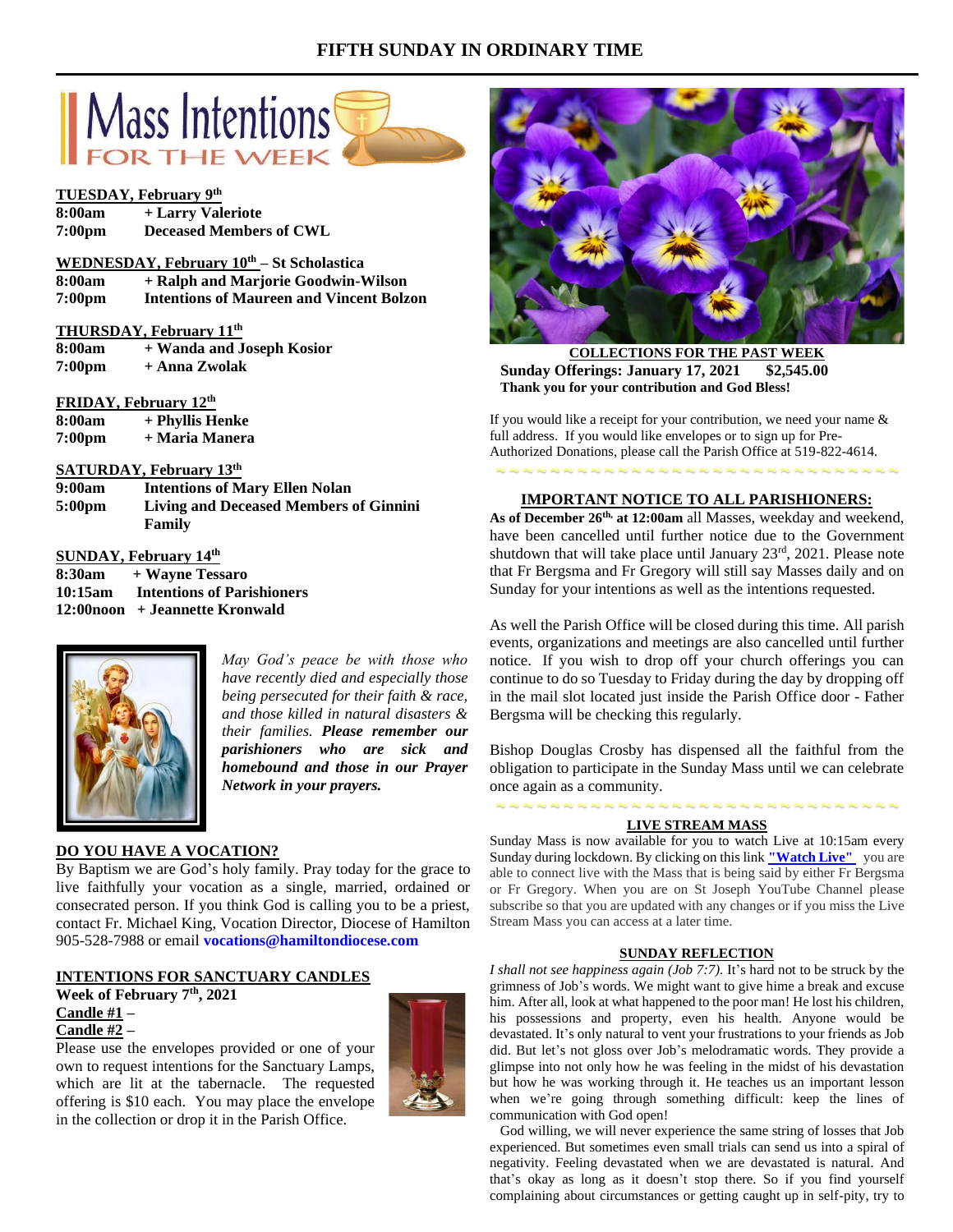# FIFTH SUNDAY IN ORDINARY TIME

## Mass Intentions FOR THE WEEK

**TUESDAY, February 9th**
**8:00am** **+ Larry Valeriote**
**7:00pm** **Deceased Members of CWL**

**WEDNESDAY, February 10th – St Scholastica**
**8:00am** **+ Ralph and Marjorie Goodwin-Wilson**
**7:00pm** **Intentions of Maureen and Vincent Bolzon**

**THURSDAY, February 11th**
**8:00am** **+ Wanda and Joseph Kosior**
**7:00pm** **+ Anna Zwolak**

**FRIDAY, February 12th**
**8:00am** **+ Phyllis Henke**
**7:00pm** **+ Maria Manera**

**SATURDAY, February 13th**
**9:00am** **Intentions of Mary Ellen Nolan**
**5:00pm** **Living and Deceased Members of Ginnini Family**

**SUNDAY, February 14th**
**8:30am** **+ Wayne Tessaro**
**10:15am** **Intentions of Parishioners**
**12:00noon** **+ Jeannette Kronwald**

*May God's peace be with those who have recently died and especially those being persecuted for their faith & race, and those killed in natural disasters & their families.* ***Please remember our parishioners who are sick and homebound and those in our Prayer Network in your prayers.***

**DO YOU HAVE A VOCATION?**

By Baptism we are God's holy family. Pray today for the grace to live faithfully your vocation as a single, married, ordained or consecrated person. If you think God is calling you to be a priest, contact Fr. Michael King, Vocation Director, Diocese of Hamilton 905-528-7988 or email **vocations@hamiltondiocese.com**

**INTENTIONS FOR SANCTUARY CANDLES**

**Week of February 7th, 2021**
**Candle #1** –
**Candle #2** –

Please use the envelopes provided or one of your own to request intentions for the Sanctuary Lamps, which are lit at the tabernacle. The requested offering is $10 each. You may place the envelope in the collection or drop it in the Parish Office.

**COLLECTIONS FOR THE PAST WEEK**

**Sunday Offerings: January 17, 2021 $2,545.00**
**Thank you for your contribution and God Bless!**

If you would like a receipt for your contribution, we need your name & full address. If you would like envelopes or to sign up for Pre-Authorized Donations, please call the Parish Office at 519-822-4614.

**IMPORTANT NOTICE TO ALL PARISHIONERS:**

**As of December 26th, at 12:00am** all Masses, weekday and weekend, have been cancelled until further notice due to the Government shutdown that will take place until January 23rd, 2021. Please note that Fr Bergsma and Fr Gregory will still say Masses daily and on Sunday for your intentions as well as the intentions requested.

As well the Parish Office will be closed during this time. All parish events, organizations and meetings are also cancelled until further notice. If you wish to drop off your church offerings you can continue to do so Tuesday to Friday during the day by dropping off in the mail slot located just inside the Parish Office door - Father Bergsma will be checking this regularly.

Bishop Douglas Crosby has dispensed all the faithful from the obligation to participate in the Sunday Mass until we can celebrate once again as a community.

**LIVE STREAM MASS**

Sunday Mass is now available for you to watch Live at 10:15am every Sunday during lockdown. By clicking on this link **"Watch Live"** you are able to connect live with the Mass that is being said by either Fr Bergsma or Fr Gregory. When you are on St Joseph YouTube Channel please subscribe so that you are updated with any changes or if you miss the Live Stream Mass you can access at a later time.

**SUNDAY REFLECTION**

*I shall not see happiness again (Job 7:7).* It's hard not to be struck by the grimness of Job's words. We might want to give hime a break and excuse him. After all, look at what happened to the poor man! He lost his children, his possessions and property, even his health. Anyone would be devastated. It's only natural to vent your frustrations to your friends as Job did. But let's not gloss over Job's melodramatic words. They provide a glimpse into not only how he was feeling in the midst of his devastation but how he was working through it. He teaches us an important lesson when we're going through something difficult: keep the lines of communication with God open!

God willing, we will never experience the same string of losses that Job experienced. But sometimes even small trials can send us into a spiral of negativity. Feeling devastated when we are devastated is natural. And that's okay as long as it doesn't stop there. So if you find yourself complaining about circumstances or getting caught up in self-pity, try to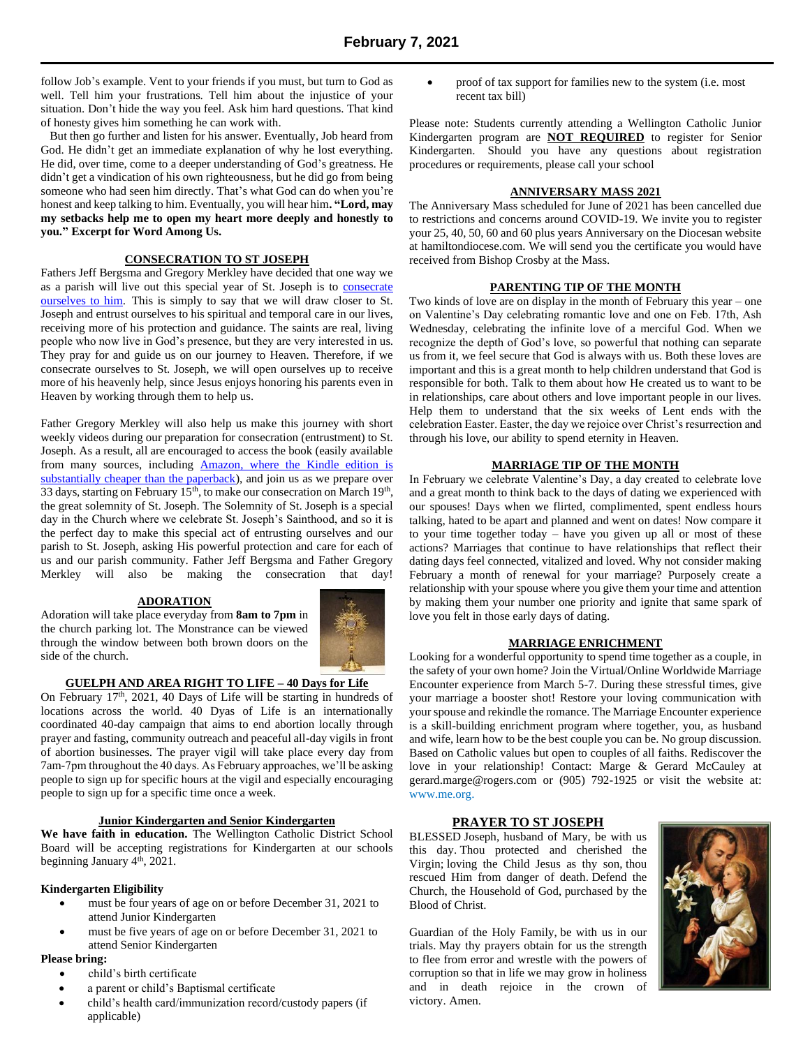follow Job's example. Vent to your friends if you must, but turn to God as well. Tell him your frustrations. Tell him about the injustice of your situation. Don't hide the way you feel. Ask him hard questions. That kind of honesty gives him something he can work with.

But then go further and listen for his answer. Eventually, Job heard from God. He didn't get an immediate explanation of why he lost everything. He did, over time, come to a deeper understanding of God's greatness. He didn't get a vindication of his own righteousness, but he did go from being someone who had seen him directly. That's what God can do when you're honest and keep talking to him. Eventually, you will hear him. **"Lord, may my setbacks help me to open my heart more deeply and honestly to you." Excerpt for Word Among Us.**

## CONSECRATION TO ST JOSEPH

Fathers Jeff Bergsma and Gregory Merkley have decided that one way we as a parish will live out this special year of St. Joseph is to consecrate ourselves to him. This is simply to say that we will draw closer to St. Joseph and entrust ourselves to his spiritual and temporal care in our lives, receiving more of his protection and guidance. The saints are real, living people who now live in God's presence, but they are very interested in us. They pray for and guide us on our journey to Heaven. Therefore, if we consecrate ourselves to St. Joseph, we will open ourselves up to receive more of his heavenly help, since Jesus enjoys honoring his parents even in Heaven by working through them to help us.

Father Gregory Merkley will also help us make this journey with short weekly videos during our preparation for consecration (entrustment) to St. Joseph. As a result, all are encouraged to access the book (easily available from many sources, including Amazon, where the Kindle edition is substantially cheaper than the paperback), and join us as we prepare over 33 days, starting on February 15th, to make our consecration on March 19th, the great solemnity of St. Joseph. The Solemnity of St. Joseph is a special day in the Church where we celebrate St. Joseph's Sainthood, and so it is the perfect day to make this special act of entrusting ourselves and our parish to St. Joseph, asking His powerful protection and care for each of us and our parish community. Father Jeff Bergsma and Father Gregory Merkley will also be making the consecration that day!

## ADORATION

Adoration will take place everyday from **8am to 7pm** in the church parking lot. The Monstrance can be viewed through the window between both brown doors on the side of the church.

## GUELPH AND AREA RIGHT TO LIFE – 40 Days for Life

On February 17th, 2021, 40 Days of Life will be starting in hundreds of locations across the world. 40 Dyas of Life is an internationally coordinated 40-day campaign that aims to end abortion locally through prayer and fasting, community outreach and peaceful all-day vigils in front of abortion businesses. The prayer vigil will take place every day from 7am-7pm throughout the 40 days. As February approaches, we'll be asking people to sign up for specific hours at the vigil and especially encouraging people to sign up for a specific time once a week.

## Junior Kindergarten and Senior Kindergarten

**We have faith in education.** The Wellington Catholic District School Board will be accepting registrations for Kindergarten at our schools beginning January 4th, 2021.

**Kindergarten Eligibility**

- must be four years of age on or before December 31, 2021 to attend Junior Kindergarten
- must be five years of age on or before December 31, 2021 to attend Senior Kindergarten

**Please bring:**

- child's birth certificate
- a parent or child's Baptismal certificate
- child's health card/immunization record/custody papers (if applicable)
- proof of tax support for families new to the system (i.e. most recent tax bill)

Please note: Students currently attending a Wellington Catholic Junior Kindergarten program are **NOT REQUIRED** to register for Senior Kindergarten. Should you have any questions about registration procedures or requirements, please call your school

## ANNIVERSARY MASS 2021

The Anniversary Mass scheduled for June of 2021 has been cancelled due to restrictions and concerns around COVID-19. We invite you to register your 25, 40, 50, 60 and 60 plus years Anniversary on the Diocesan website at hamiltondiocese.com. We will send you the certificate you would have received from Bishop Crosby at the Mass.

## PARENTING TIP OF THE MONTH

Two kinds of love are on display in the month of February this year – one on Valentine's Day celebrating romantic love and one on Feb. 17th, Ash Wednesday, celebrating the infinite love of a merciful God. When we recognize the depth of God's love, so powerful that nothing can separate us from it, we feel secure that God is always with us. Both these loves are important and this is a great month to help children understand that God is responsible for both. Talk to them about how He created us to want to be in relationships, care about others and love important people in our lives. Help them to understand that the six weeks of Lent ends with the celebration Easter. Easter, the day we rejoice over Christ's resurrection and through his love, our ability to spend eternity in Heaven.

## MARRIAGE TIP OF THE MONTH

In February we celebrate Valentine's Day, a day created to celebrate love and a great month to think back to the days of dating we experienced with our spouses! Days when we flirted, complimented, spent endless hours talking, hated to be apart and planned and went on dates! Now compare it to your time together today – have you given up all or most of these actions? Marriages that continue to have relationships that reflect their dating days feel connected, vitalized and loved. Why not consider making February a month of renewal for your marriage? Purposely create a relationship with your spouse where you give them your time and attention by making them your number one priority and ignite that same spark of love you felt in those early days of dating.

## MARRIAGE ENRICHMENT

Looking for a wonderful opportunity to spend time together as a couple, in the safety of your own home? Join the Virtual/Online Worldwide Marriage Encounter experience from March 5-7. During these stressful times, give your marriage a booster shot! Restore your loving communication with your spouse and rekindle the romance. The Marriage Encounter experience is a skill-building enrichment program where together, you, as husband and wife, learn how to be the best couple you can be. No group discussion. Based on Catholic values but open to couples of all faiths. Rediscover the love in your relationship! Contact: Marge & Gerard McCauley at gerard.marge@rogers.com or (905) 792-1925 or visit the website at: www.me.org.

## PRAYER TO ST JOSEPH

BLESSED Joseph, husband of Mary, be with us this day. Thou protected and cherished the Virgin; loving the Child Jesus as thy son, thou rescued Him from danger of death. Defend the Church, the Household of God, purchased by the Blood of Christ.

Guardian of the Holy Family, be with us in our trials. May thy prayers obtain for us the strength to flee from error and wrestle with the powers of corruption so that in life we may grow in holiness and in death rejoice in the crown of victory. Amen.